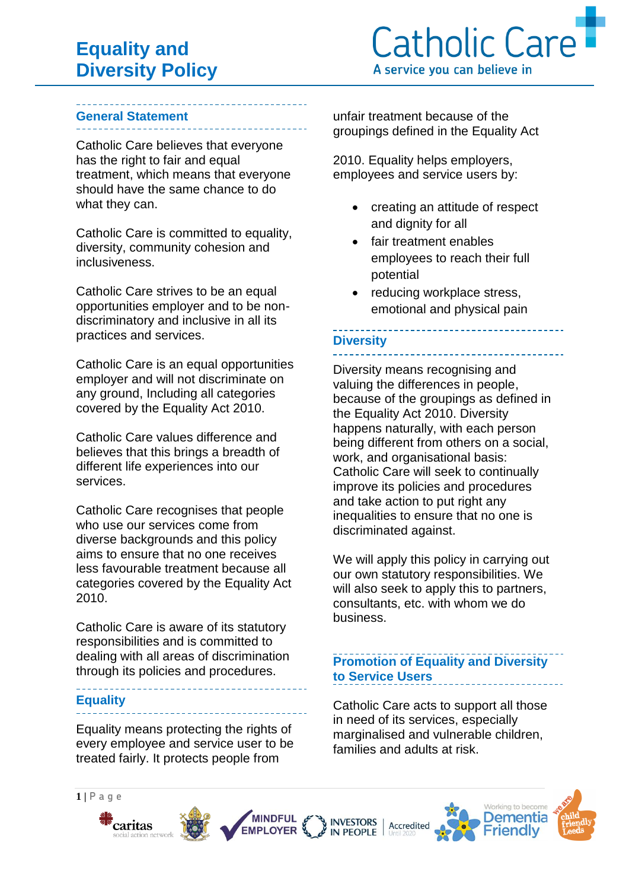# Equality and Diversity Policy

Catholic Care

A service you can believe in

## General Statement

Catholic Care believes that everyone has the right to fair and equal treatment, which means that everyone should have the same chance to do what they can.

Catholic Care is committed to equality, diversity, community cohesion and inclusiveness.

Catholic Care strives to be an equal opportunities employer and to be non-discriminatory and inclusive in all its practices and services.

Catholic Care is an equal opportunities employer and will not discriminate on any ground, Including all categories covered by the Equality Act 2010.

Catholic Care values difference and believes that this brings a breadth of different life experiences into our services.

Catholic Care recognises that people who use our services come from diverse backgrounds and this policy aims to ensure that no one receives less favourable treatment because all categories covered by the Equality Act 2010.

Catholic Care is aware of its statutory responsibilities and is committed to dealing with all areas of discrimination through its policies and procedures.

## Equality

Equality means protecting the rights of every employee and service user to be treated fairly. It protects people from unfair treatment because of the groupings defined in the Equality Act

2010. Equality helps employers, employees and service users by:

- creating an attitude of respect and dignity for all
- fair treatment enables employees to reach their full potential
- reducing workplace stress, emotional and physical pain

## Diversity

Diversity means recognising and valuing the differences in people, because of the groupings as defined in the Equality Act 2010. Diversity happens naturally, with each person being different from others on a social, work, and organisational basis: Catholic Care will seek to continually improve its policies and procedures and take action to put right any inequalities to ensure that no one is discriminated against.

We will apply this policy in carrying out our own statutory responsibilities. We will also seek to apply this to partners, consultants, etc. with whom we do business.

## Promotion of Equality and Diversity to Service Users

Catholic Care acts to support all those in need of its services, especially marginalised and vulnerable children, families and adults at risk.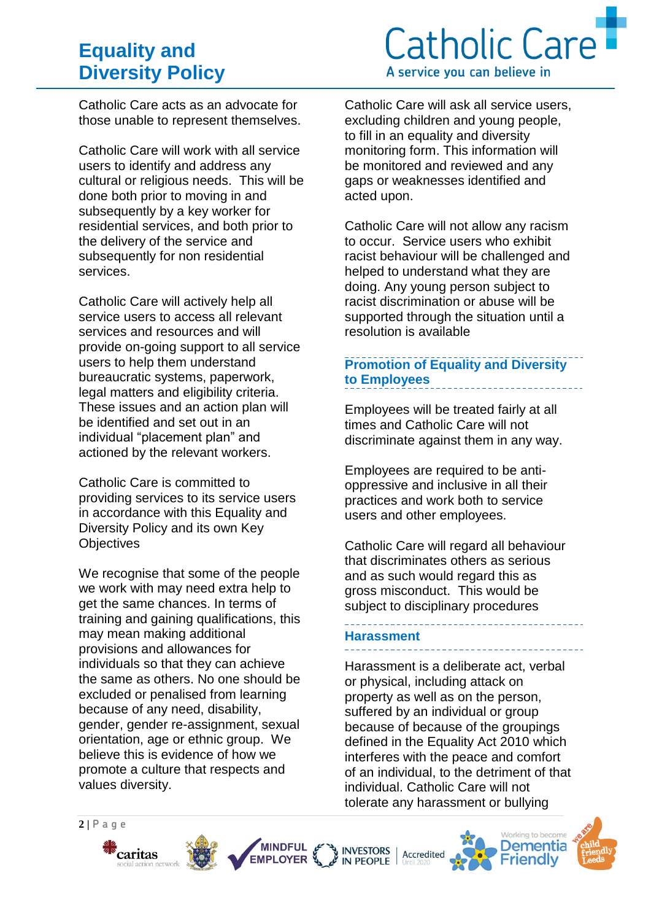Catholic Care acts as an advocate for those unable to represent themselves.

Catholic Care will work with all service users to identify and address any cultural or religious needs. This will be done both prior to moving in and subsequently by a key worker for residential services, and both prior to the delivery of the service and subsequently for non residential services.

Catholic Care will actively help all service users to access all relevant services and resources and will provide on-going support to all service users to help them understand bureaucratic systems, paperwork, legal matters and eligibility criteria. These issues and an action plan will be identified and set out in an individual "placement plan" and actioned by the relevant workers.

Catholic Care is committed to providing services to its service users in accordance with this Equality and Diversity Policy and its own Key Objectives

We recognise that some of the people we work with may need extra help to get the same chances. In terms of training and gaining qualifications, this may mean making additional provisions and allowances for individuals so that they can achieve the same as others. No one should be excluded or penalised from learning because of any need, disability, gender, gender re-assignment, sexual orientation, age or ethnic group. We believe this is evidence of how we promote a culture that respects and values diversity.

Catholic Care will ask all service users, excluding children and young people, to fill in an equality and diversity monitoring form. This information will be monitored and reviewed and any gaps or weaknesses identified and acted upon.

Catholic Care will not allow any racism to occur. Service users who exhibit racist behaviour will be challenged and helped to understand what they are doing. Any young person subject to racist discrimination or abuse will be supported through the situation until a resolution is available

## Promotion of Equality and Diversity to Employees

Employees will be treated fairly at all times and Catholic Care will not discriminate against them in any way.

Employees are required to be anti-oppressive and inclusive in all their practices and work both to service users and other employees.

Catholic Care will regard all behaviour that discriminates others as serious and as such would regard this as gross misconduct. This would be subject to disciplinary procedures

## Harassment

Harassment is a deliberate act, verbal or physical, including attack on property as well as on the person, suffered by an individual or group because of because of the groupings defined in the Equality Act 2010 which interferes with the peace and comfort of an individual, to the detriment of that individual. Catholic Care will not tolerate any harassment or bullying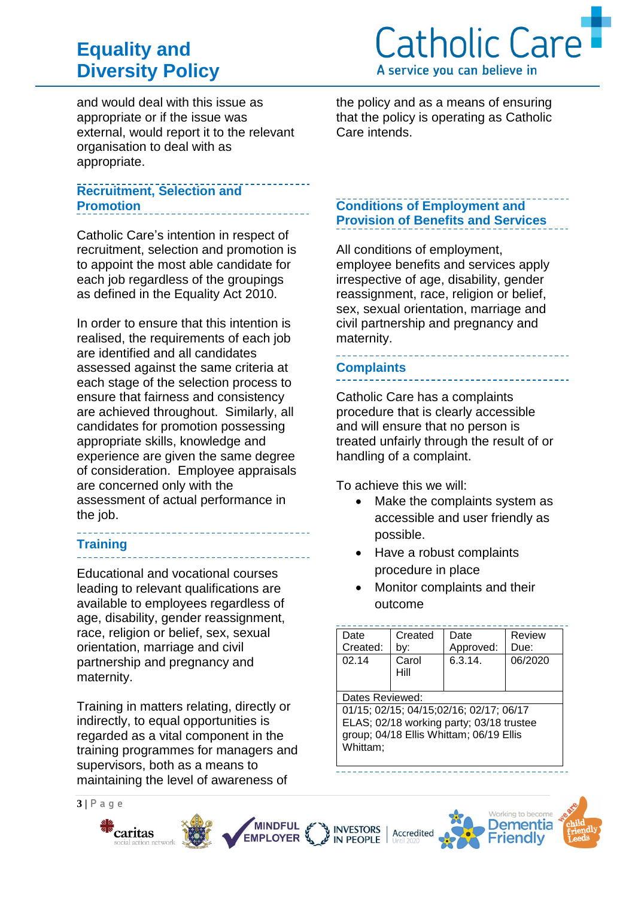and would deal with this issue as appropriate or if the issue was external, would report it to the relevant organisation to deal with as appropriate.

## Recruitment, Selection and Promotion

Catholic Care's intention in respect of recruitment, selection and promotion is to appoint the most able candidate for each job regardless of the groupings as defined in the Equality Act 2010.

In order to ensure that this intention is realised, the requirements of each job are identified and all candidates assessed against the same criteria at each stage of the selection process to ensure that fairness and consistency are achieved throughout. Similarly, all candidates for promotion possessing appropriate skills, knowledge and experience are given the same degree of consideration. Employee appraisals are concerned only with the assessment of actual performance in the job.

## Training

Educational and vocational courses leading to relevant qualifications are available to employees regardless of age, disability, gender reassignment, race, religion or belief, sex, sexual orientation, marriage and civil partnership and pregnancy and maternity.

Training in matters relating, directly or indirectly, to equal opportunities is regarded as a vital component in the training programmes for managers and supervisors, both as a means to maintaining the level of awareness of the policy and as a means of ensuring that the policy is operating as Catholic Care intends.

## Conditions of Employment and Provision of Benefits and Services

All conditions of employment, employee benefits and services apply irrespective of age, disability, gender reassignment, race, religion or belief, sex, sexual orientation, marriage and civil partnership and pregnancy and maternity.

## Complaints

Catholic Care has a complaints procedure that is clearly accessible and will ensure that no person is treated unfairly through the result of or handling of a complaint.

To achieve this we will:

- Make the complaints system as accessible and user friendly as possible.
- Have a robust complaints procedure in place
- Monitor complaints and their outcome

| Date Created: | Created by: | Date Approved: | Review Due: |
|---|---|---|---|
| 02.14 | Carol Hill | 6.3.14. | 06/2020 |
| Dates Reviewed: 01/15; 02/15; 04/15;02/16; 02/17; 06/17 ELAS; 02/18 working party; 03/18 trustee group; 04/18 Ellis Whittam; 06/19 Ellis Whittam; | | | |